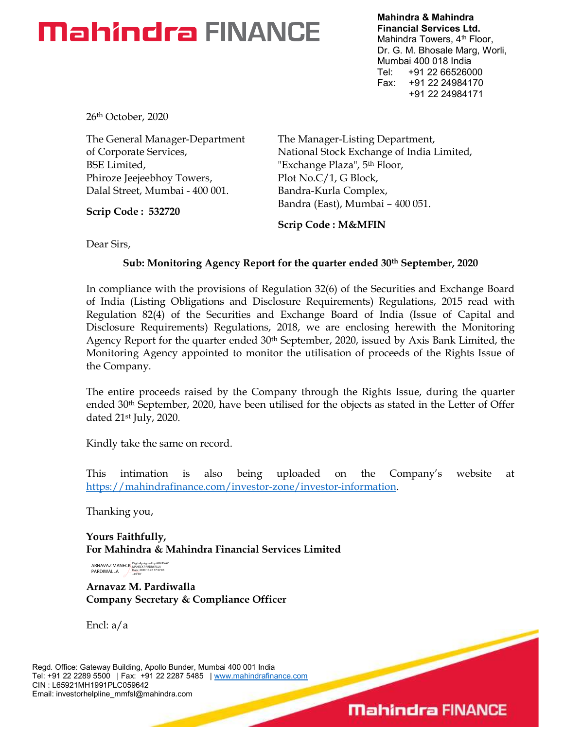**Mahindra & Mahindra Financial Services Ltd.**
Mahindra Towers, 4th Floor,
Dr. G. M. Bhosale Marg, Worli,
Mumbai 400 018 India
Tel: +91 22 66526000
Fax: +91 22 24984170
+91 22 24984171

26th October, 2020

The General Manager-Department of Corporate Services,
BSE Limited,
Phiroze Jeejeebhoy Towers,
Dalal Street, Mumbai - 400 001.

**Scrip Code : 532720**

The Manager-Listing Department,
National Stock Exchange of India Limited,
"Exchange Plaza", 5th Floor,
Plot No.C/1, G Block,
Bandra-Kurla Complex,
Bandra (East), Mumbai – 400 051.

**Scrip Code : M&MFIN**

Dear Sirs,

**Sub: Monitoring Agency Report for the quarter ended 30th September, 2020**

In compliance with the provisions of Regulation 32(6) of the Securities and Exchange Board of India (Listing Obligations and Disclosure Requirements) Regulations, 2015 read with Regulation 82(4) of the Securities and Exchange Board of India (Issue of Capital and Disclosure Requirements) Regulations, 2018, we are enclosing herewith the Monitoring Agency Report for the quarter ended 30th September, 2020, issued by Axis Bank Limited, the Monitoring Agency appointed to monitor the utilisation of proceeds of the Rights Issue of the Company.

The entire proceeds raised by the Company through the Rights Issue, during the quarter ended 30th September, 2020, have been utilised for the objects as stated in the Letter of Offer dated 21st July, 2020.

Kindly take the same on record.

This intimation is also being uploaded on the Company's website at https://mahindrafinance.com/investor-zone/investor-information.

Thanking you,

**Yours Faithfully,**
**For Mahindra & Mahindra Financial Services Limited**

ARNAVAZ MANECK PARDIWALLA
Digitally signed by ARNAVAZ MANECK PARDIWALLA
Date: 2020.10.26 17:37:05 +05'30'

**Arnavaz M. Pardiwalla**
**Company Secretary & Compliance Officer**

Encl: a/a

Regd. Office: Gateway Building, Apollo Bunder, Mumbai 400 001 India
Tel: +91 22 2289 5500 | Fax: +91 22 2287 5485 | www.mahindrafinance.com
CIN : L65921MH1991PLC059642
Email: investorhelpline_mmfsl@mahindra.com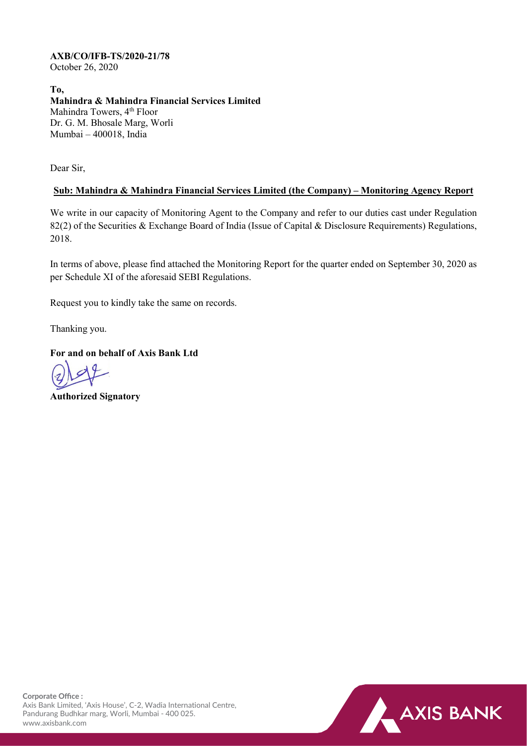**AXB/CO/IFB-TS/2020-21/78**
October 26, 2020

**To,**
**Mahindra & Mahindra Financial Services Limited**
Mahindra Towers, 4th Floor
Dr. G. M. Bhosale Marg, Worli
Mumbai – 400018, India

Dear Sir,

**Sub: Mahindra & Mahindra Financial Services Limited (the Company) – Monitoring Agency Report**

We write in our capacity of Monitoring Agent to the Company and refer to our duties cast under Regulation 82(2) of the Securities & Exchange Board of India (Issue of Capital & Disclosure Requirements) Regulations, 2018.

In terms of above, please find attached the Monitoring Report for the quarter ended on September 30, 2020 as per Schedule XI of the aforesaid SEBI Regulations.

Request you to kindly take the same on records.

Thanking you.

**For and on behalf of Axis Bank Ltd**

**Authorized Signatory**

**Corporate Office :**
Axis Bank Limited, 'Axis House', C-2, Wadia International Centre,
Pandurang Budhkar marg, Worli, Mumbai - 400 025.
www.axisbank.com

AXIS BANK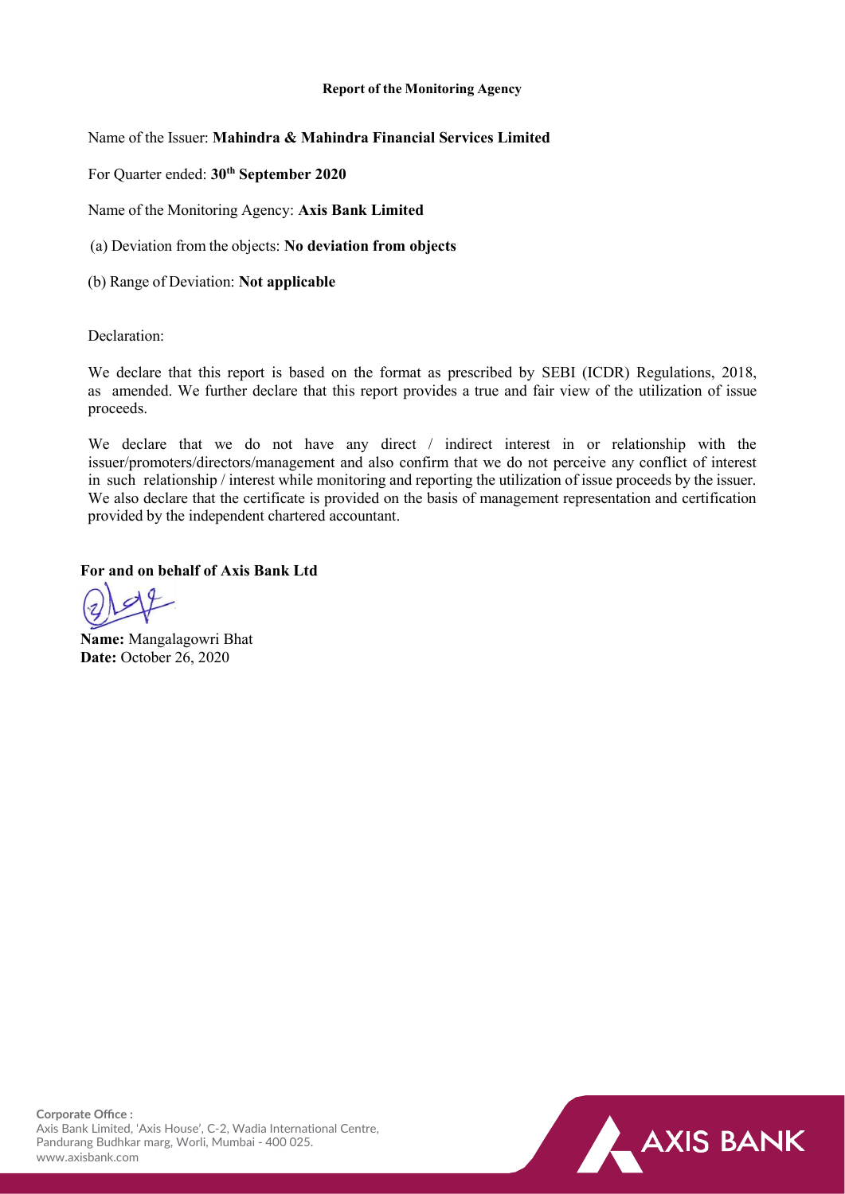**Report of the Monitoring Agency**

Name of the Issuer: **Mahindra & Mahindra Financial Services Limited**

For Quarter ended: **30th September 2020**

Name of the Monitoring Agency: **Axis Bank Limited**

(a) Deviation from the objects: **No deviation from objects**

(b) Range of Deviation: **Not applicable**

Declaration:

We declare that this report is based on the format as prescribed by SEBI (ICDR) Regulations, 2018, as amended. We further declare that this report provides a true and fair view of the utilization of issue proceeds.

We declare that we do not have any direct / indirect interest in or relationship with the issuer/promoters/directors/management and also confirm that we do not perceive any conflict of interest in such relationship / interest while monitoring and reporting the utilization of issue proceeds by the issuer. We also declare that the certificate is provided on the basis of management representation and certification provided by the independent chartered accountant.

**For and on behalf of Axis Bank Ltd**

**Name:** Mangalagowri Bhat
**Date:** October 26, 2020

**Corporate Office :**
Axis Bank Limited, 'Axis House', C-2, Wadia International Centre, Pandurang Budhkar marg, Worli, Mumbai - 400 025.
www.axisbank.com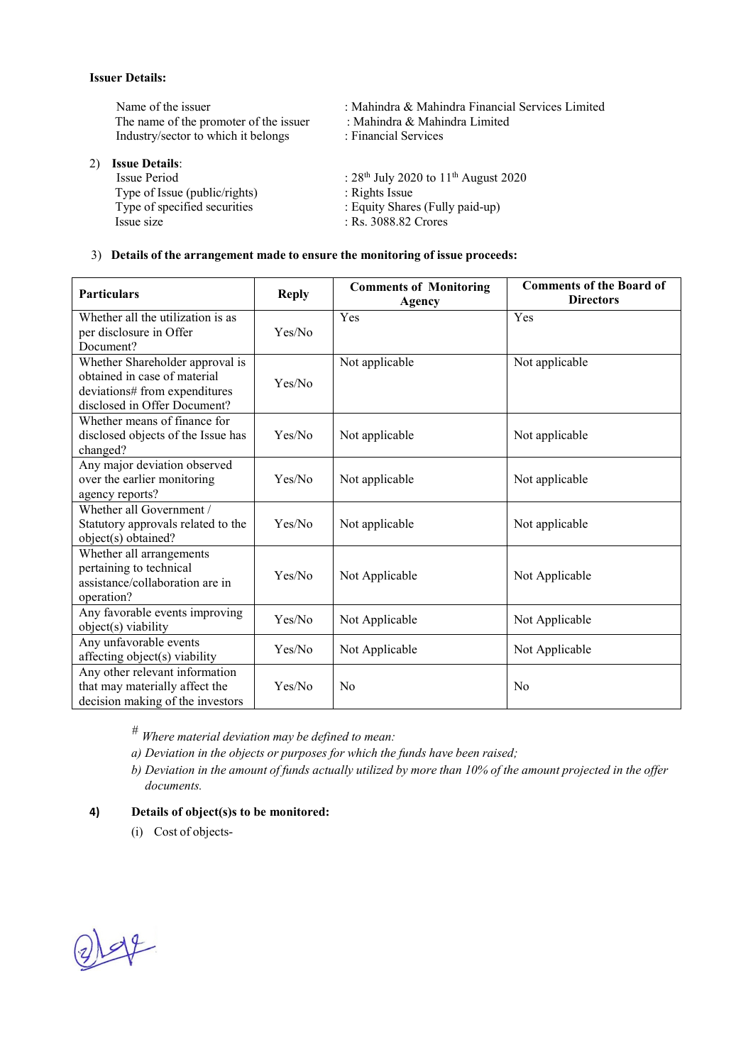**Issuer Details:**

| | |
|---|---|
| Name of the issuer | : Mahindra & Mahindra Financial Services Limited |
| The name of the promoter of the issuer | : Mahindra & Mahindra Limited |
| Industry/sector to which it belongs | : Financial Services |

2) **Issue Details**:

| | |
|---|---|
| Issue Period | : 28th July 2020 to 11th August 2020 |
| Type of Issue (public/rights) | : Rights Issue |
| Type of specified securities | : Equity Shares (Fully paid-up) |
| Issue size | : Rs. 3088.82 Crores |

3) **Details of the arrangement made to ensure the monitoring of issue proceeds:**

| Particulars | Reply | Comments of Monitoring Agency | Comments of the Board of Directors |
|---|---|---|---|
| Whether all the utilization is as per disclosure in Offer Document? | Yes/No | Yes | Yes |
| Whether Shareholder approval is obtained in case of material deviations# from expenditures disclosed in Offer Document? | Yes/No | Not applicable | Not applicable |
| Whether means of finance for disclosed objects of the Issue has changed? | Yes/No | Not applicable | Not applicable |
| Any major deviation observed over the earlier monitoring agency reports? | Yes/No | Not applicable | Not applicable |
| Whether all Government / Statutory approvals related to the object(s) obtained? | Yes/No | Not applicable | Not applicable |
| Whether all arrangements pertaining to technical assistance/collaboration are in operation? | Yes/No | Not Applicable | Not Applicable |
| Any favorable events improving object(s) viability | Yes/No | Not Applicable | Not Applicable |
| Any unfavorable events affecting object(s) viability | Yes/No | Not Applicable | Not Applicable |
| Any other relevant information that may materially affect the decision making of the investors | Yes/No | No | No |

\# *Where material deviation may be defined to mean:*

*a) Deviation in the objects or purposes for which the funds have been raised;*

*b) Deviation in the amount of funds actually utilized by more than 10% of the amount projected in the offer documents.*

4) **Details of object(s)s to be monitored:**

(i) Cost of objects-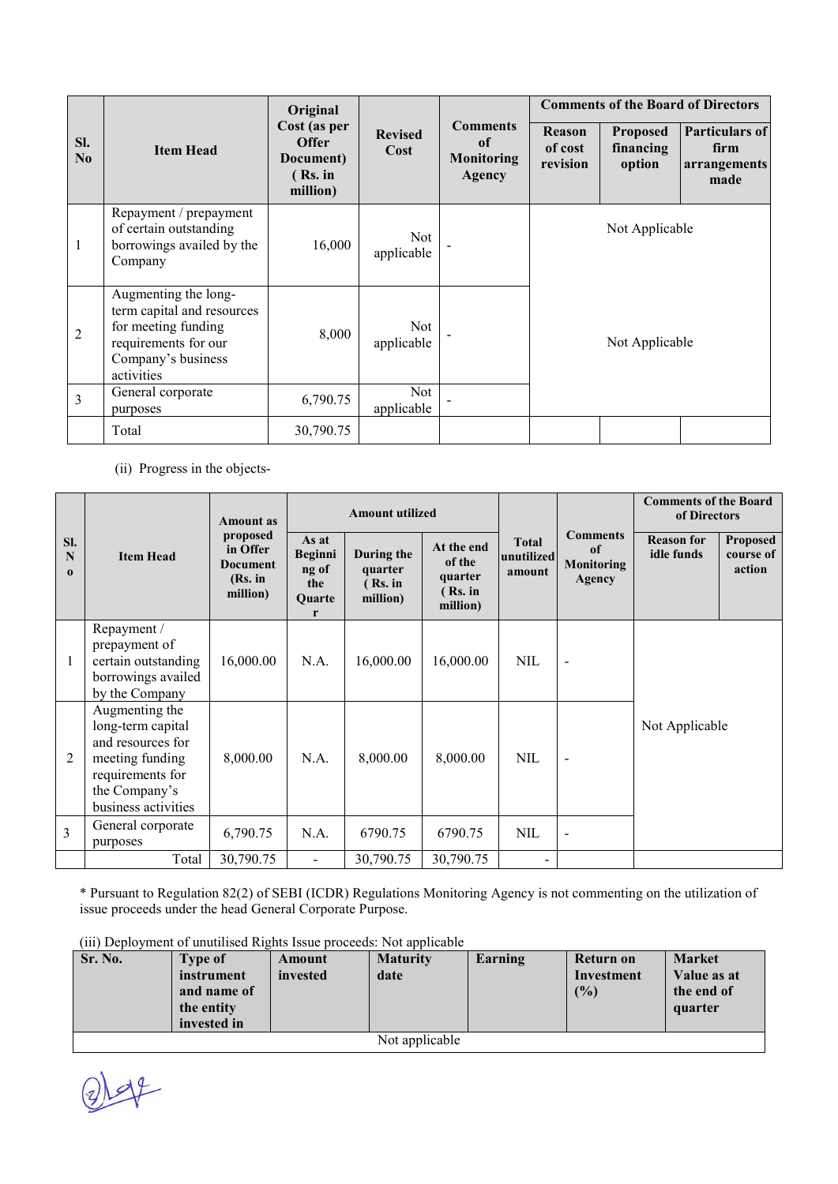| Sl. No | Item Head | Original Cost (as per Offer Document) ( Rs. in million) | Revised Cost | Comments of Monitoring Agency | Comments of the Board of Directors | | |
|---|---|---|---|---|---|---|---|
| | | | | | Reason of cost revision | Proposed financing option | Particulars of firm arrangements made |
| 1 | Repayment / prepayment of certain outstanding borrowings availed by the Company | 16,000 | Not applicable | - | Not Applicable | | |
| 2 | Augmenting the long-term capital and resources for meeting funding requirements for our Company's business activities | 8,000 | Not applicable | - | Not Applicable | | |
| 3 | General corporate purposes | 6,790.75 | Not applicable | - | | | |
| | Total | 30,790.75 | | | | | |

(ii) Progress in the objects-

| Sl. No | Item Head | Amount as proposed in Offer Document (Rs. in million) | Amount utilized | | | Total unutilized amount | Comments of Monitoring Agency | Comments of the Board of Directors | |
|---|---|---|---|---|---|---|---|---|---|
| | | | As at Beginning of the Quarter | During the quarter ( Rs. in million) | At the end of the quarter ( Rs. in million) | | | Reason for idle funds | Proposed course of action |
| 1 | Repayment / prepayment of certain outstanding borrowings availed by the Company | 16,000.00 | N.A. | 16,000.00 | 16,000.00 | NIL | - | Not Applicable | |
| 2 | Augmenting the long-term capital and resources for meeting funding requirements for the Company's business activities | 8,000.00 | N.A. | 8,000.00 | 8,000.00 | NIL | - | | |
| 3 | General corporate purposes | 6,790.75 | N.A. | 6790.75 | 6790.75 | NIL | - | | |
| | Total | 30,790.75 | - | 30,790.75 | 30,790.75 | - | | | |

* Pursuant to Regulation 82(2) of SEBI (ICDR) Regulations Monitoring Agency is not commenting on the utilization of issue proceeds under the head General Corporate Purpose.

(iii) Deployment of unutilised Rights Issue proceeds: Not applicable

| Sr. No. | Type of instrument and name of the entity invested in | Amount invested | Maturity date | Earning | Return on Investment (%) | Market Value as at the end of quarter |
|---|---|---|---|---|---|---|
| Not applicable | | | | | | |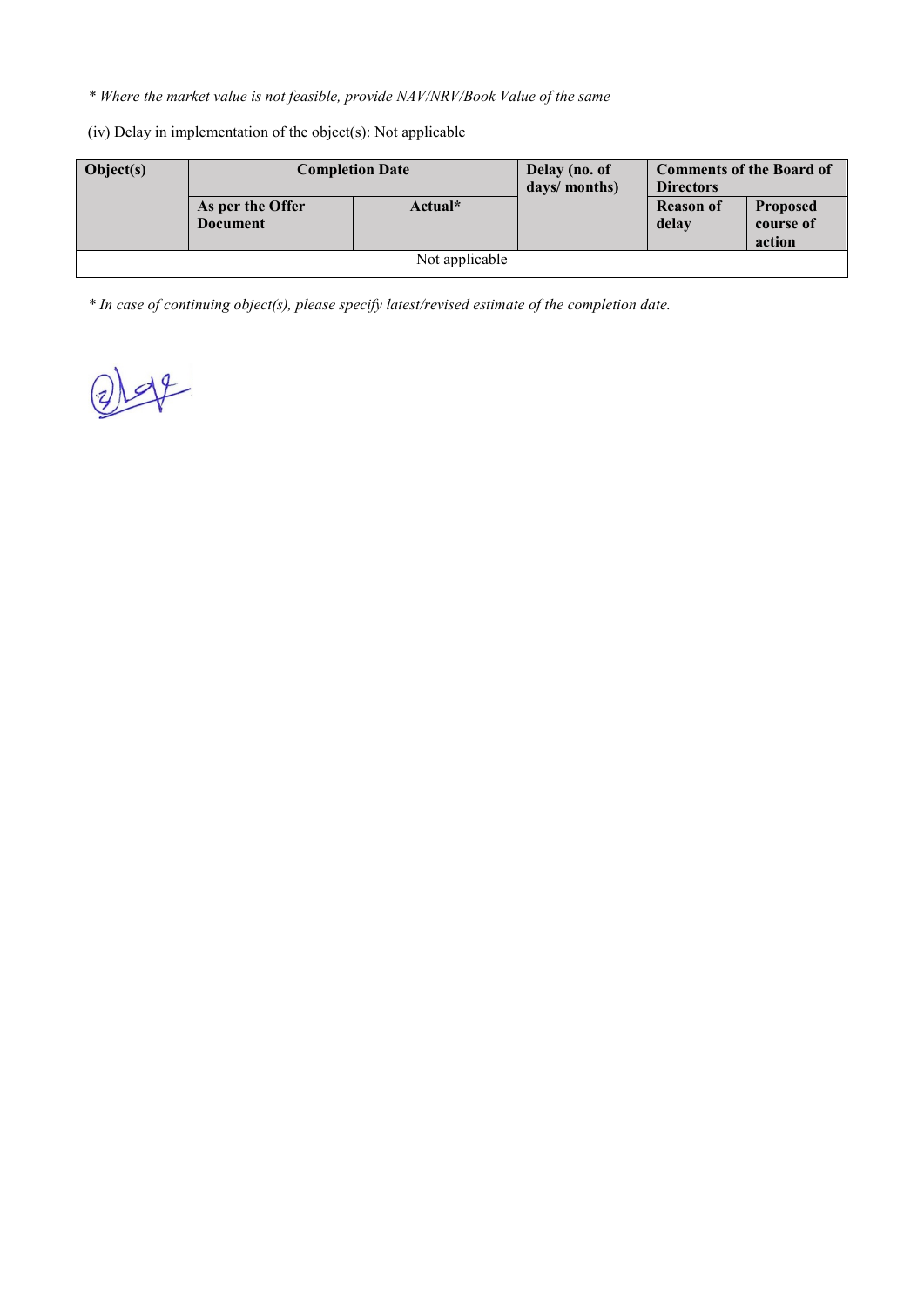*\* Where the market value is not feasible, provide NAV/NRV/Book Value of the same*

(iv) Delay in implementation of the object(s): Not applicable

| Object(s) | Completion Date | | Delay (no. of days/ months) | Comments of the Board of Directors | |
|---|---|---|---|---|---|
| | As per the Offer Document | Actual* | | Reason of delay | Proposed course of action |
| Not applicable | | | | | |

*\* In case of continuing object(s), please specify latest/revised estimate of the completion date.*